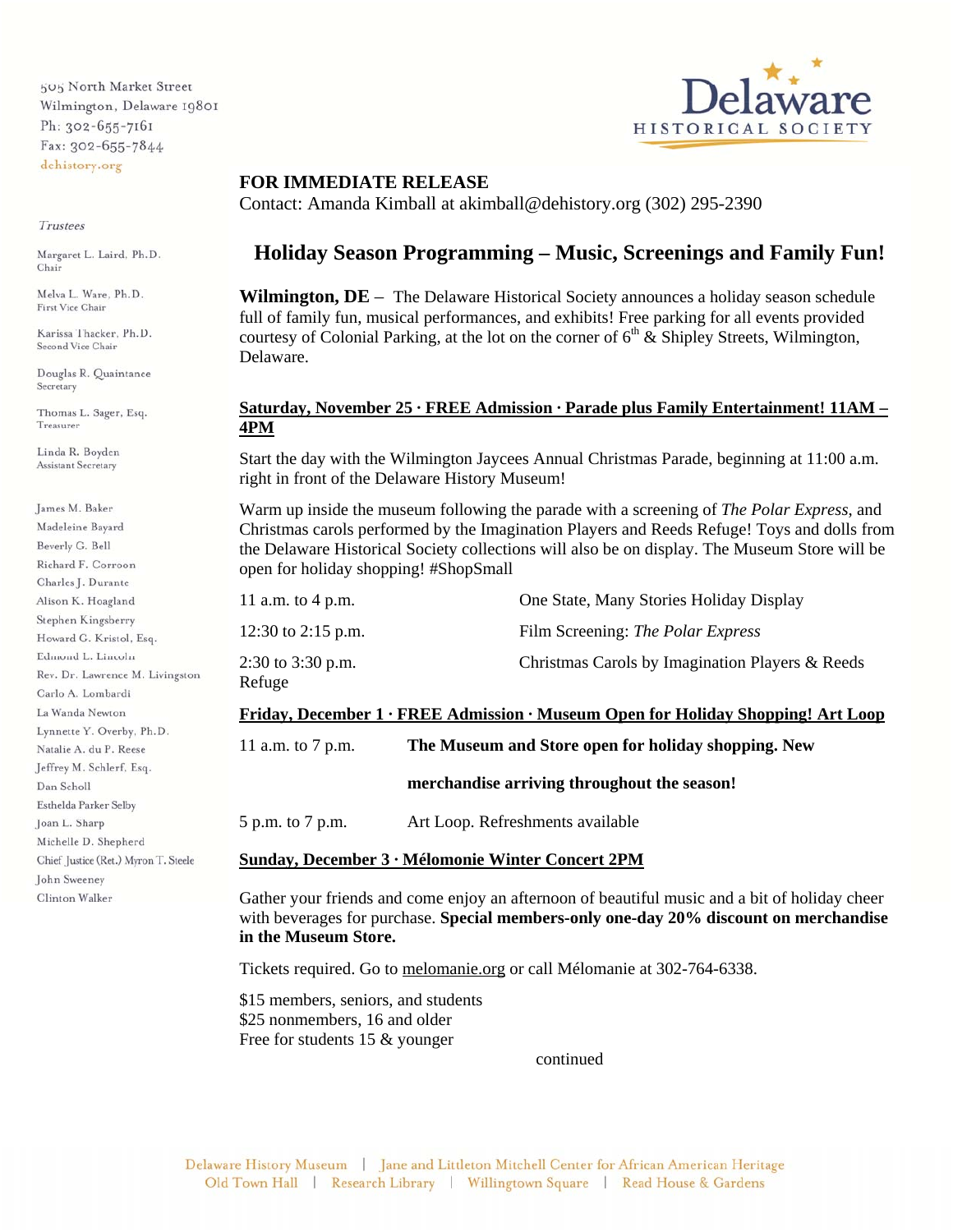505 North Market Street
Wilmington, Delaware 19801
Ph: 302-655-7161
Fax: 302-655-7844
dehistory.org

Delaware HISTORICAL SOCIETY

*Trustees*

Margaret L. Laird, Ph.D.
Chair

Melva L. Ware, Ph.D.
First Vice Chair

Karissa Thacker, Ph.D.
Second Vice Chair

Douglas R. Quaintance
Secretary

Thomas L. Sager, Esq.
Treasurer

Linda R. Boyden
Assistant Secretary

James M. Baker
Madeleine Bayard
Beverly G. Bell
Richard F. Corroon
Charles J. Durante
Alison K. Hoagland
Stephen Kingsberry
Howard G. Kristol, Esq.
Edmund L. Lincoln
Rev. Dr. Lawrence M. Livingston
Carlo A. Lombardi
La Wanda Newton
Lynnette Y. Overby, Ph.D.
Natalie A. du P. Reese
Jeffrey M. Schlerf, Esq.
Dan Scholl
Esthelda Parker Selby
Joan L. Sharp
Michelle D. Shepherd
Chief Justice (Ret.) Myron T. Steele
John Sweeney
Clinton Walker

**FOR IMMEDIATE RELEASE**
Contact: Amanda Kimball at akimball@dehistory.org (302) 295-2390

## Holiday Season Programming – Music, Screenings and Family Fun!

**Wilmington, DE** – The Delaware Historical Society announces a holiday season schedule full of family fun, musical performances, and exhibits! Free parking for all events provided courtesy of Colonial Parking, at the lot on the corner of 6th & Shipley Streets, Wilmington, Delaware.

**Saturday, November 25 · FREE Admission · Parade plus Family Entertainment! 11AM – 4PM**

Start the day with the Wilmington Jaycees Annual Christmas Parade, beginning at 11:00 a.m. right in front of the Delaware History Museum!

Warm up inside the museum following the parade with a screening of *The Polar Express*, and Christmas carols performed by the Imagination Players and Reeds Refuge! Toys and dolls from the Delaware Historical Society collections will also be on display. The Museum Store will be open for holiday shopping! #ShopSmall

| | |
|---|---|
| 11 a.m. to 4 p.m. | One State, Many Stories Holiday Display |
| 12:30 to 2:15 p.m. | Film Screening: *The Polar Express* |
| 2:30 to 3:30 p.m. | Christmas Carols by Imagination Players & Reeds Refuge |

**Friday, December 1 · FREE Admission · Museum Open for Holiday Shopping! Art Loop**

| | |
|---|---|
| 11 a.m. to 7 p.m. | **The Museum and Store open for holiday shopping. New merchandise arriving throughout the season!** |
| 5 p.m. to 7 p.m. | Art Loop. Refreshments available |

**Sunday, December 3 · Mélomonie Winter Concert 2PM**

Gather your friends and come enjoy an afternoon of beautiful music and a bit of holiday cheer with beverages for purchase. **Special members-only one-day 20% discount on merchandise in the Museum Store.**

Tickets required. Go to melomanie.org or call Mélomanie at 302-764-6338.

$15 members, seniors, and students
$25 nonmembers, 16 and older
Free for students 15 & younger

continued

Delaware History Museum | Jane and Littleton Mitchell Center for African American Heritage
Old Town Hall | Research Library | Willingtown Square | Read House & Gardens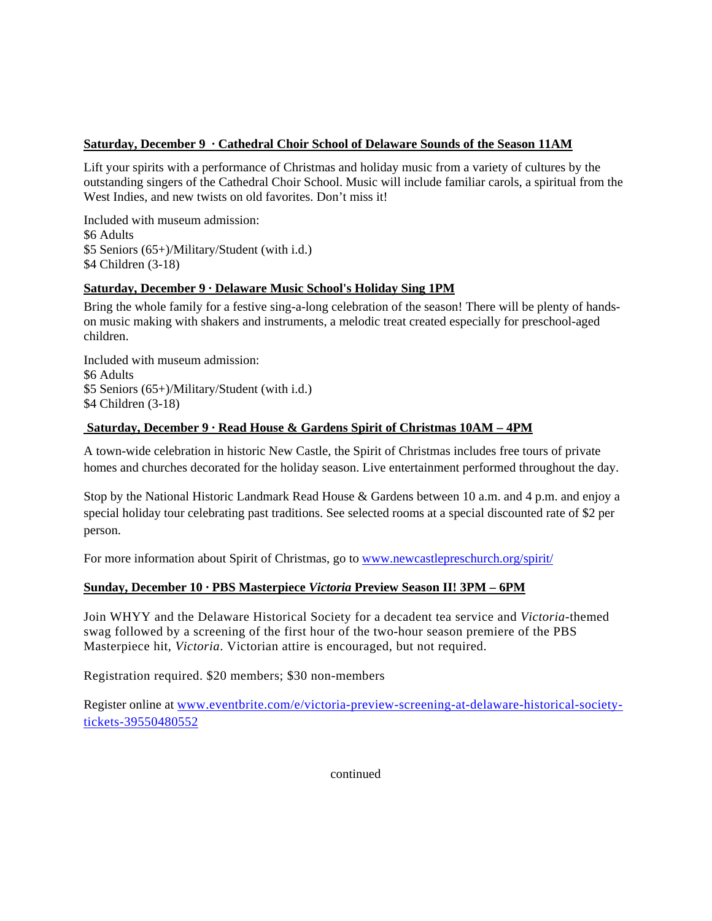**Saturday, December 9 · Cathedral Choir School of Delaware Sounds of the Season 11AM**

Lift your spirits with a performance of Christmas and holiday music from a variety of cultures by the outstanding singers of the Cathedral Choir School. Music will include familiar carols, a spiritual from the West Indies, and new twists on old favorites. Don't miss it!

Included with museum admission:
$6 Adults
$5 Seniors (65+)/Military/Student (with i.d.)
$4 Children (3-18)

**Saturday, December 9 · Delaware Music School's Holiday Sing 1PM**

Bring the whole family for a festive sing-a-long celebration of the season! There will be plenty of hands-on music making with shakers and instruments, a melodic treat created especially for preschool-aged children.

Included with museum admission:
$6 Adults
$5 Seniors (65+)/Military/Student (with i.d.)
$4 Children (3-18)

**Saturday, December 9 · Read House & Gardens Spirit of Christmas 10AM – 4PM**

A town-wide celebration in historic New Castle, the Spirit of Christmas includes free tours of private homes and churches decorated for the holiday season. Live entertainment performed throughout the day.

Stop by the National Historic Landmark Read House & Gardens between 10 a.m. and 4 p.m. and enjoy a special holiday tour celebrating past traditions. See selected rooms at a special discounted rate of $2 per person.

For more information about Spirit of Christmas, go to www.newcastlepreschurch.org/spirit/

**Sunday, December 10 · PBS Masterpiece *Victoria* Preview Season II! 3PM – 6PM**

Join WHYY and the Delaware Historical Society for a decadent tea service and *Victoria*-themed swag followed by a screening of the first hour of the two-hour season premiere of the PBS Masterpiece hit, *Victoria*. Victorian attire is encouraged, but not required.

Registration required. $20 members; $30 non-members

Register online at www.eventbrite.com/e/victoria-preview-screening-at-delaware-historical-society-tickets-39550480552

continued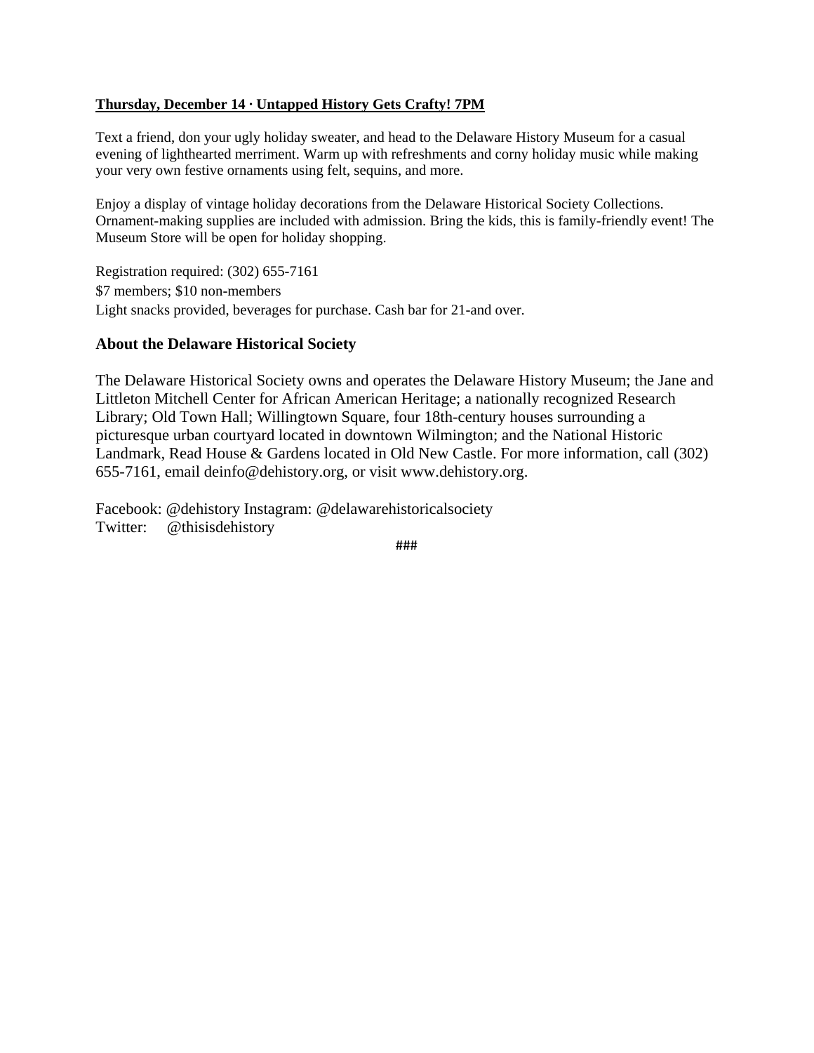**<u>Thursday, December 14 · Untapped History Gets Crafty! 7PM</u>**

Text a friend, don your ugly holiday sweater, and head to the Delaware History Museum for a casual evening of lighthearted merriment. Warm up with refreshments and corny holiday music while making your very own festive ornaments using felt, sequins, and more.

Enjoy a display of vintage holiday decorations from the Delaware Historical Society Collections. Ornament-making supplies are included with admission. Bring the kids, this is family-friendly event! The Museum Store will be open for holiday shopping.

Registration required: (302) 655-7161
$7 members; $10 non-members
Light snacks provided, beverages for purchase. Cash bar for 21-and over.

## About the Delaware Historical Society

The Delaware Historical Society owns and operates the Delaware History Museum; the Jane and Littleton Mitchell Center for African American Heritage; a nationally recognized Research Library; Old Town Hall; Willingtown Square, four 18th-century houses surrounding a picturesque urban courtyard located in downtown Wilmington; and the National Historic Landmark, Read House & Gardens located in Old New Castle. For more information, call (302) 655-7161, email deinfo@dehistory.org, or visit www.dehistory.org.

Facebook: @dehistory Instagram: @delawarehistoricalsociety
Twitter: @thisisdehistory

###